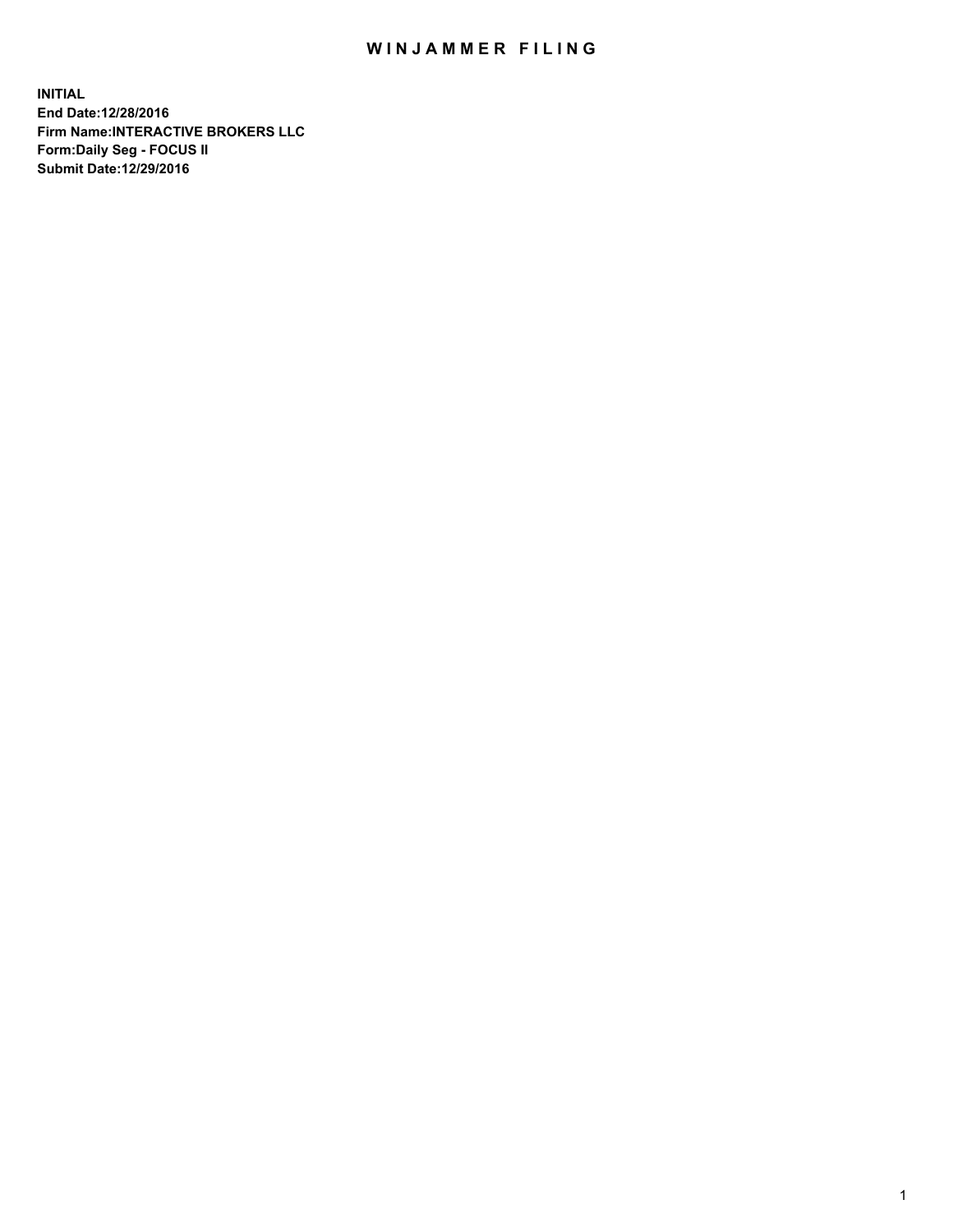# WINJAMMER FILING

**INITIAL**
**End Date:12/28/2016**
**Firm Name:INTERACTIVE BROKERS LLC**
**Form:Daily Seg - FOCUS II**
**Submit Date:12/29/2016**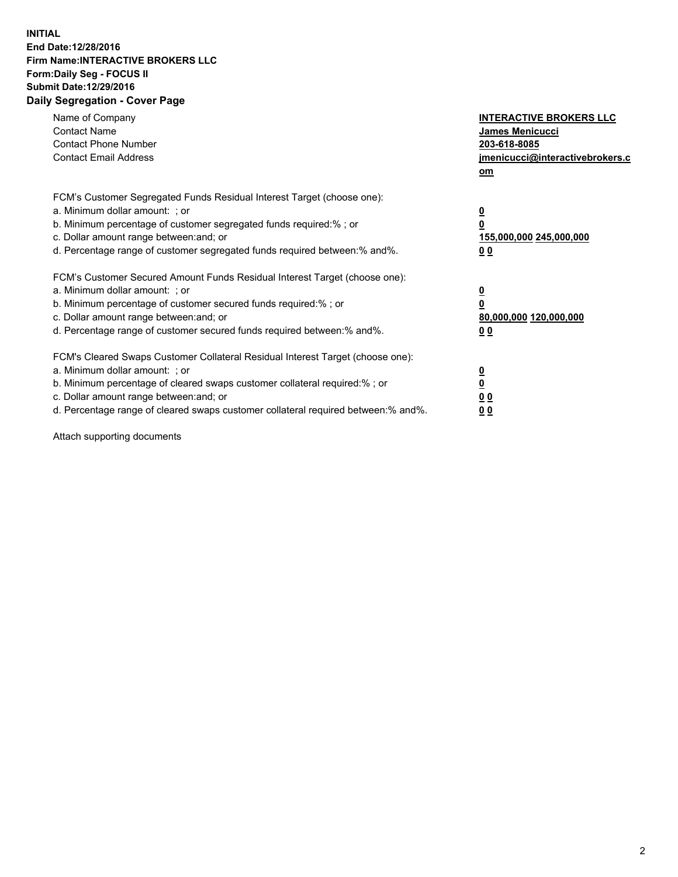**INITIAL**
**End Date:12/28/2016**
**Firm Name:INTERACTIVE BROKERS LLC**
**Form:Daily Seg - FOCUS II**
**Submit Date:12/29/2016**
**Daily Segregation - Cover Page**

| | |
|---|---|
| Name of Company | **INTERACTIVE BROKERS LLC** |
| Contact Name | **James Menicucci** |
| Contact Phone Number | **203-618-8085** |
| Contact Email Address | **jmenicucci@interactivebrokers.com** |

FCM's Customer Segregated Funds Residual Interest Target (choose one):

| | |
|---|---|
| a. Minimum dollar amount: ; or | **0** |
| b. Minimum percentage of customer segregated funds required:% ; or | **0** |
| c. Dollar amount range between:and; or | **155,000,000 245,000,000** |
| d. Percentage range of customer segregated funds required between:% and%. | **0 0** |

FCM's Customer Secured Amount Funds Residual Interest Target (choose one):

| | |
|---|---|
| a. Minimum dollar amount: ; or | **0** |
| b. Minimum percentage of customer secured funds required:% ; or | **0** |
| c. Dollar amount range between:and; or | **80,000,000 120,000,000** |
| d. Percentage range of customer secured funds required between:% and%. | **0 0** |

FCM's Cleared Swaps Customer Collateral Residual Interest Target (choose one):

| | |
|---|---|
| a. Minimum dollar amount: ; or | **0** |
| b. Minimum percentage of cleared swaps customer collateral required:% ; or | **0** |
| c. Dollar amount range between:and; or | **0 0** |
| d. Percentage range of cleared swaps customer collateral required between:% and%. | **0 0** |

Attach supporting documents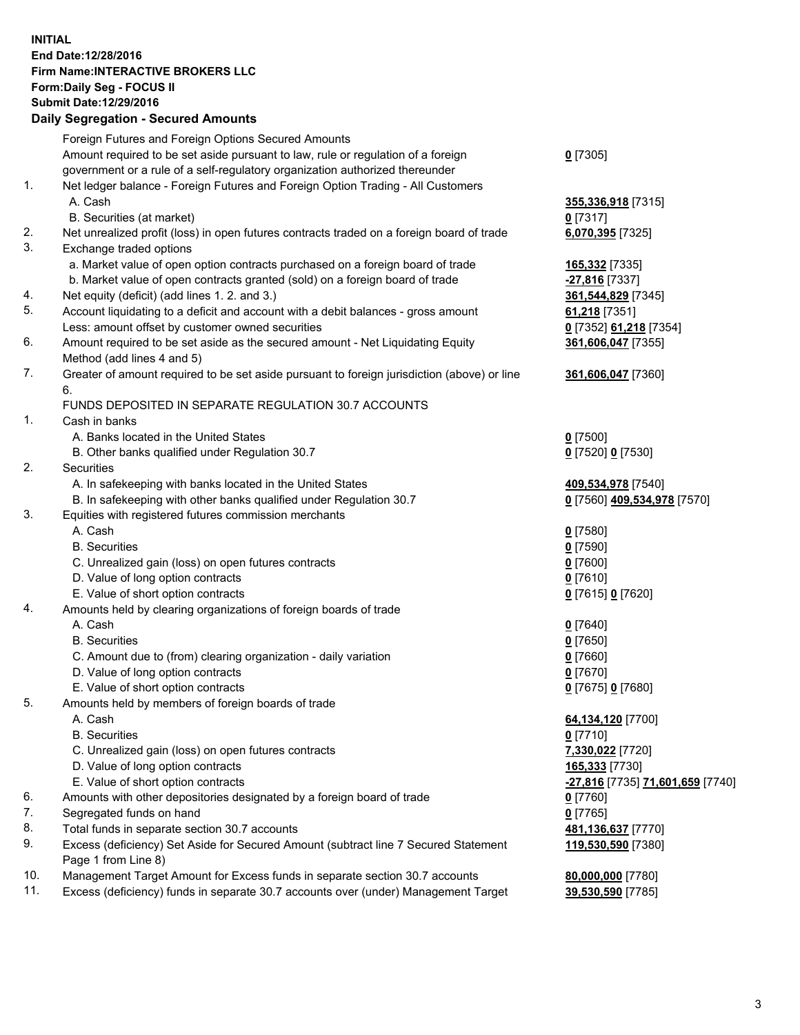**INITIAL**
**End Date:12/28/2016**
**Firm Name:INTERACTIVE BROKERS LLC**
**Form:Daily Seg - FOCUS II**
**Submit Date:12/29/2016**
**Daily Segregation - Secured Amounts**

| | | |
|---|---|---|
| | Foreign Futures and Foreign Options Secured Amounts | |
| | Amount required to be set aside pursuant to law, rule or regulation of a foreign government or a rule of a self-regulatory organization authorized thereunder | **0** [7305] |
| 1. | Net ledger balance - Foreign Futures and Foreign Option Trading - All Customers | |
| | A. Cash | **355,336,918** [7315] |
| | B. Securities (at market) | **0** [7317] |
| 2. | Net unrealized profit (loss) in open futures contracts traded on a foreign board of trade | **6,070,395** [7325] |
| 3. | Exchange traded options | |
| | a. Market value of open option contracts purchased on a foreign board of trade | **165,332** [7335] |
| | b. Market value of open contracts granted (sold) on a foreign board of trade | **-27,816** [7337] |
| 4. | Net equity (deficit) (add lines 1. 2. and 3.) | **361,544,829** [7345] |
| 5. | Account liquidating to a deficit and account with a debit balances - gross amount | **61,218** [7351] |
| | Less: amount offset by customer owned securities | **0** [7352] **61,218** [7354] |
| 6. | Amount required to be set aside as the secured amount - Net Liquidating Equity Method (add lines 4 and 5) | **361,606,047** [7355] |
| 7. | Greater of amount required to be set aside pursuant to foreign jurisdiction (above) or line 6. | **361,606,047** [7360] |
| | FUNDS DEPOSITED IN SEPARATE REGULATION 30.7 ACCOUNTS | |
| 1. | Cash in banks | |
| | A. Banks located in the United States | **0** [7500] |
| | B. Other banks qualified under Regulation 30.7 | **0** [7520] **0** [7530] |
| 2. | Securities | |
| | A. In safekeeping with banks located in the United States | **409,534,978** [7540] |
| | B. In safekeeping with other banks qualified under Regulation 30.7 | **0** [7560] **409,534,978** [7570] |
| 3. | Equities with registered futures commission merchants | |
| | A. Cash | **0** [7580] |
| | B. Securities | **0** [7590] |
| | C. Unrealized gain (loss) on open futures contracts | **0** [7600] |
| | D. Value of long option contracts | **0** [7610] |
| | E. Value of short option contracts | **0** [7615] **0** [7620] |
| 4. | Amounts held by clearing organizations of foreign boards of trade | |
| | A. Cash | **0** [7640] |
| | B. Securities | **0** [7650] |
| | C. Amount due to (from) clearing organization - daily variation | **0** [7660] |
| | D. Value of long option contracts | **0** [7670] |
| | E. Value of short option contracts | **0** [7675] **0** [7680] |
| 5. | Amounts held by members of foreign boards of trade | |
| | A. Cash | **64,134,120** [7700] |
| | B. Securities | **0** [7710] |
| | C. Unrealized gain (loss) on open futures contracts | **7,330,022** [7720] |
| | D. Value of long option contracts | **165,333** [7730] |
| | E. Value of short option contracts | **-27,816** [7735] **71,601,659** [7740] |
| 6. | Amounts with other depositories designated by a foreign board of trade | **0** [7760] |
| 7. | Segregated funds on hand | **0** [7765] |
| 8. | Total funds in separate section 30.7 accounts | **481,136,637** [7770] |
| 9. | Excess (deficiency) Set Aside for Secured Amount (subtract line 7 Secured Statement Page 1 from Line 8) | **119,530,590** [7380] |
| 10. | Management Target Amount for Excess funds in separate section 30.7 accounts | **80,000,000** [7780] |
| 11. | Excess (deficiency) funds in separate 30.7 accounts over (under) Management Target | **39,530,590** [7785] |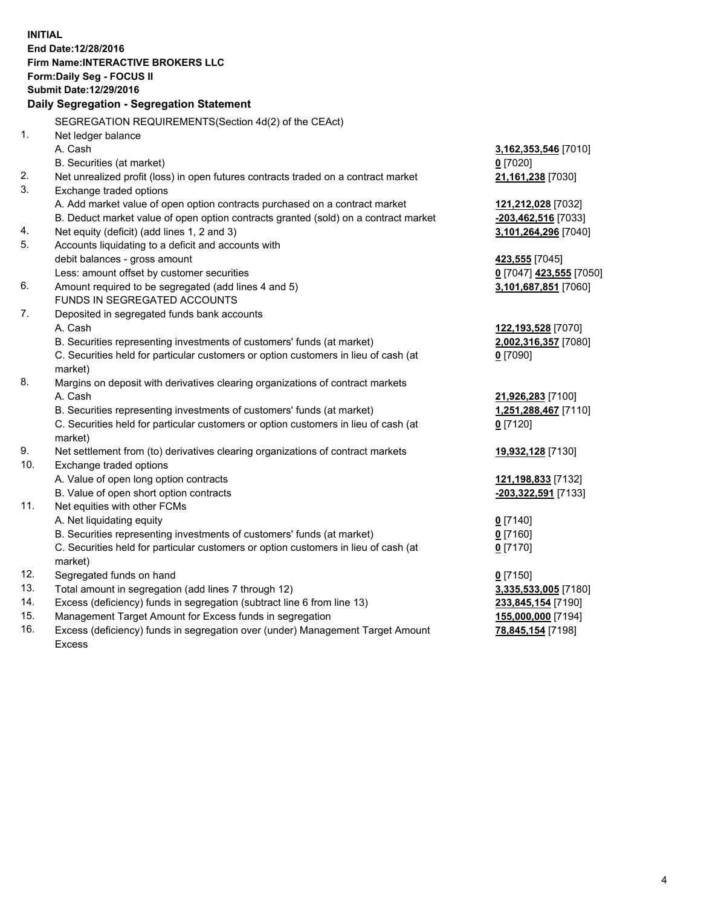**INITIAL**
**End Date:12/28/2016**
**Firm Name:INTERACTIVE BROKERS LLC**
**Form:Daily Seg - FOCUS II**
**Submit Date:12/29/2016**

## Daily Segregation - Segregation Statement

SEGREGATION REQUIREMENTS(Section 4d(2) of the CEAct)

| | | |
|---|---|---|
| 1. | Net ledger balance | |
| | A. Cash | **3,162,353,546** [7010] |
| | B. Securities (at market) | **0** [7020] |
| 2. | Net unrealized profit (loss) in open futures contracts traded on a contract market | **21,161,238** [7030] |
| 3. | Exchange traded options | |
| | A. Add market value of open option contracts purchased on a contract market | **121,212,028** [7032] |
| | B. Deduct market value of open option contracts granted (sold) on a contract market | **-203,462,516** [7033] |
| 4. | Net equity (deficit) (add lines 1, 2 and 3) | **3,101,264,296** [7040] |
| 5. | Accounts liquidating to a deficit and accounts with | |
| | debit balances - gross amount | **423,555** [7045] |
| | Less: amount offset by customer securities | **0** [7047] **423,555** [7050] |
| 6. | Amount required to be segregated (add lines 4 and 5) | **3,101,687,851** [7060] |
| | FUNDS IN SEGREGATED ACCOUNTS | |
| 7. | Deposited in segregated funds bank accounts | |
| | A. Cash | **122,193,528** [7070] |
| | B. Securities representing investments of customers' funds (at market) | **2,002,316,357** [7080] |
| | C. Securities held for particular customers or option customers in lieu of cash (at market) | **0** [7090] |
| 8. | Margins on deposit with derivatives clearing organizations of contract markets | |
| | A. Cash | **21,926,283** [7100] |
| | B. Securities representing investments of customers' funds (at market) | **1,251,288,467** [7110] |
| | C. Securities held for particular customers or option customers in lieu of cash (at market) | **0** [7120] |
| 9. | Net settlement from (to) derivatives clearing organizations of contract markets | **19,932,128** [7130] |
| 10. | Exchange traded options | |
| | A. Value of open long option contracts | **121,198,833** [7132] |
| | B. Value of open short option contracts | **-203,322,591** [7133] |
| 11. | Net equities with other FCMs | |
| | A. Net liquidating equity | **0** [7140] |
| | B. Securities representing investments of customers' funds (at market) | **0** [7160] |
| | C. Securities held for particular customers or option customers in lieu of cash (at market) | **0** [7170] |
| 12. | Segregated funds on hand | **0** [7150] |
| 13. | Total amount in segregation (add lines 7 through 12) | **3,335,533,005** [7180] |
| 14. | Excess (deficiency) funds in segregation (subtract line 6 from line 13) | **233,845,154** [7190] |
| 15. | Management Target Amount for Excess funds in segregation | **155,000,000** [7194] |
| 16. | Excess (deficiency) funds in segregation over (under) Management Target Amount Excess | **78,845,154** [7198] |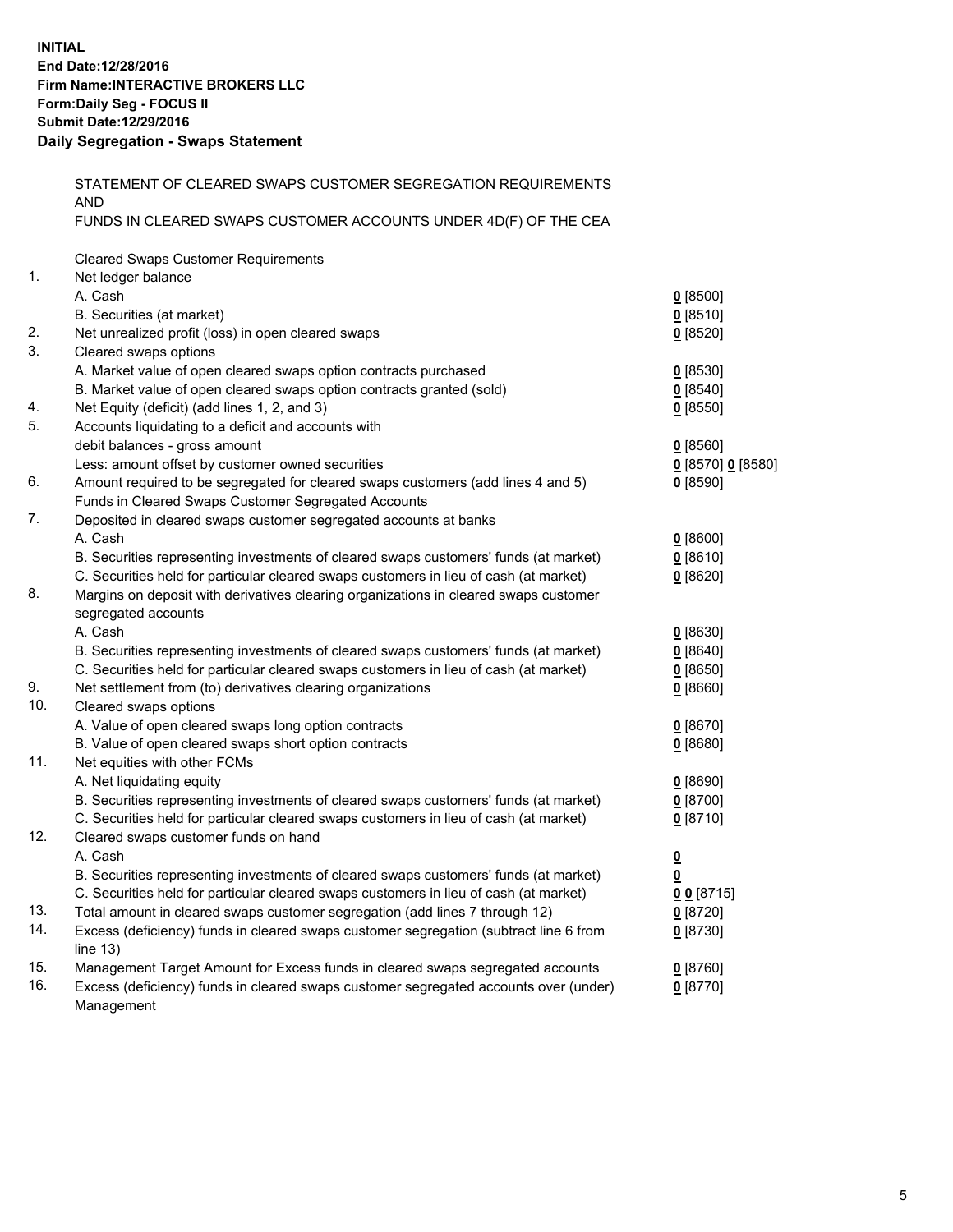**INITIAL**
**End Date:12/28/2016**
**Firm Name:INTERACTIVE BROKERS LLC**
**Form:Daily Seg - FOCUS II**
**Submit Date:12/29/2016**
**Daily Segregation - Swaps Statement**

STATEMENT OF CLEARED SWAPS CUSTOMER SEGREGATION REQUIREMENTS AND FUNDS IN CLEARED SWAPS CUSTOMER ACCOUNTS UNDER 4D(F) OF THE CEA

| | | |
|---|---|---|
| | Cleared Swaps Customer Requirements | |
| 1. | Net ledger balance | |
| | A. Cash | 0 [8500] |
| | B. Securities (at market) | 0 [8510] |
| 2. | Net unrealized profit (loss) in open cleared swaps | 0 [8520] |
| 3. | Cleared swaps options | |
| | A. Market value of open cleared swaps option contracts purchased | 0 [8530] |
| | B. Market value of open cleared swaps option contracts granted (sold) | 0 [8540] |
| 4. | Net Equity (deficit) (add lines 1, 2, and 3) | 0 [8550] |
| 5. | Accounts liquidating to a deficit and accounts with debit balances - gross amount | 0 [8560] |
| | Less: amount offset by customer owned securities | 0 [8570] 0 [8580] |
| 6. | Amount required to be segregated for cleared swaps customers (add lines 4 and 5) | 0 [8590] |
| | Funds in Cleared Swaps Customer Segregated Accounts | |
| 7. | Deposited in cleared swaps customer segregated accounts at banks | |
| | A. Cash | 0 [8600] |
| | B. Securities representing investments of cleared swaps customers' funds (at market) | 0 [8610] |
| | C. Securities held for particular cleared swaps customers in lieu of cash (at market) | 0 [8620] |
| 8. | Margins on deposit with derivatives clearing organizations in cleared swaps customer segregated accounts | |
| | A. Cash | 0 [8630] |
| | B. Securities representing investments of cleared swaps customers' funds (at market) | 0 [8640] |
| | C. Securities held for particular cleared swaps customers in lieu of cash (at market) | 0 [8650] |
| 9. | Net settlement from (to) derivatives clearing organizations | 0 [8660] |
| 10. | Cleared swaps options | |
| | A. Value of open cleared swaps long option contracts | 0 [8670] |
| | B. Value of open cleared swaps short option contracts | 0 [8680] |
| 11. | Net equities with other FCMs | |
| | A. Net liquidating equity | 0 [8690] |
| | B. Securities representing investments of cleared swaps customers' funds (at market) | 0 [8700] |
| | C. Securities held for particular cleared swaps customers in lieu of cash (at market) | 0 [8710] |
| 12. | Cleared swaps customer funds on hand | |
| | A. Cash | 0 |
| | B. Securities representing investments of cleared swaps customers' funds (at market) | 0 |
| | C. Securities held for particular cleared swaps customers in lieu of cash (at market) | 0 0 [8715] |
| 13. | Total amount in cleared swaps customer segregation (add lines 7 through 12) | 0 [8720] |
| 14. | Excess (deficiency) funds in cleared swaps customer segregation (subtract line 6 from line 13) | 0 [8730] |
| 15. | Management Target Amount for Excess funds in cleared swaps segregated accounts | 0 [8760] |
| 16. | Excess (deficiency) funds in cleared swaps customer segregated accounts over (under) Management | 0 [8770] |